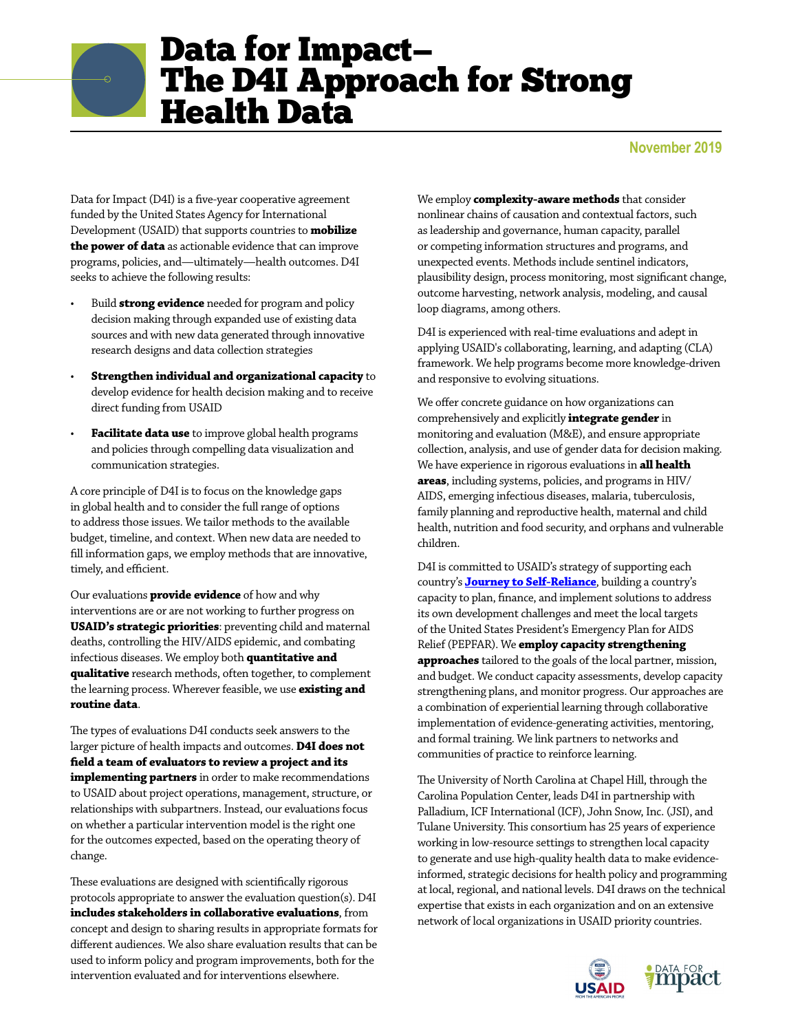# Data for Impact– The D4I Approach for Strong Health Data

November 2019

Data for Impact (D4I) is a five-year cooperative agreement funded by the United States Agency for International Development (USAID) that supports countries to **mobilize the power of data** as actionable evidence that can improve programs, policies, and—ultimately—health outcomes. D4I seeks to achieve the following results:

- Build **strong evidence** needed for program and policy decision making through expanded use of existing data sources and with new data generated through innovative research designs and data collection strategies
- **Strengthen individual and organizational capacity** to develop evidence for health decision making and to receive direct funding from USAID
- **Facilitate data use** to improve global health programs and policies through compelling data visualization and communication strategies.

A core principle of D4I is to focus on the knowledge gaps in global health and to consider the full range of options to address those issues. We tailor methods to the available budget, timeline, and context. When new data are needed to fill information gaps, we employ methods that are innovative, timely, and efficient.

Our evaluations **provide evidence** of how and why interventions are or are not working to further progress on **USAID's strategic priorities**: preventing child and maternal deaths, controlling the HIV/AIDS epidemic, and combating infectious diseases. We employ both **quantitative and qualitative** research methods, often together, to complement the learning process. Wherever feasible, we use **existing and routine data**.

The types of evaluations D4I conducts seek answers to the larger picture of health impacts and outcomes. **D4I does not field a team of evaluators to review a project and its implementing partners** in order to make recommendations to USAID about project operations, management, structure, or relationships with subpartners. Instead, our evaluations focus on whether a particular intervention model is the right one for the outcomes expected, based on the operating theory of change.

These evaluations are designed with scientifically rigorous protocols appropriate to answer the evaluation question(s). D4I **includes stakeholders in collaborative evaluations**, from concept and design to sharing results in appropriate formats for different audiences. We also share evaluation results that can be used to inform policy and program improvements, both for the intervention evaluated and for interventions elsewhere.

We employ **complexity-aware methods** that consider nonlinear chains of causation and contextual factors, such as leadership and governance, human capacity, parallel or competing information structures and programs, and unexpected events. Methods include sentinel indicators, plausibility design, process monitoring, most significant change, outcome harvesting, network analysis, modeling, and causal loop diagrams, among others.

D4I is experienced with real-time evaluations and adept in applying USAID's collaborating, learning, and adapting (CLA) framework. We help programs become more knowledge-driven and responsive to evolving situations.

We offer concrete guidance on how organizations can comprehensively and explicitly **integrate gender** in monitoring and evaluation (M&E), and ensure appropriate collection, analysis, and use of gender data for decision making. We have experience in rigorous evaluations in **all health areas**, including systems, policies, and programs in HIV/AIDS, emerging infectious diseases, malaria, tuberculosis, family planning and reproductive health, maternal and child health, nutrition and food security, and orphans and vulnerable children.

D4I is committed to USAID's strategy of supporting each country's **Journey to Self-Reliance**, building a country's capacity to plan, finance, and implement solutions to address its own development challenges and meet the local targets of the United States President's Emergency Plan for AIDS Relief (PEPFAR). We **employ capacity strengthening approaches** tailored to the goals of the local partner, mission, and budget. We conduct capacity assessments, develop capacity strengthening plans, and monitor progress. Our approaches are a combination of experiential learning through collaborative implementation of evidence-generating activities, mentoring, and formal training. We link partners to networks and communities of practice to reinforce learning.

The University of North Carolina at Chapel Hill, through the Carolina Population Center, leads D4I in partnership with Palladium, ICF International (ICF), John Snow, Inc. (JSI), and Tulane University. This consortium has 25 years of experience working in low-resource settings to strengthen local capacity to generate and use high-quality health data to make evidence-informed, strategic decisions for health policy and programming at local, regional, and national levels. D4I draws on the technical expertise that exists in each organization and on an extensive network of local organizations in USAID priority countries.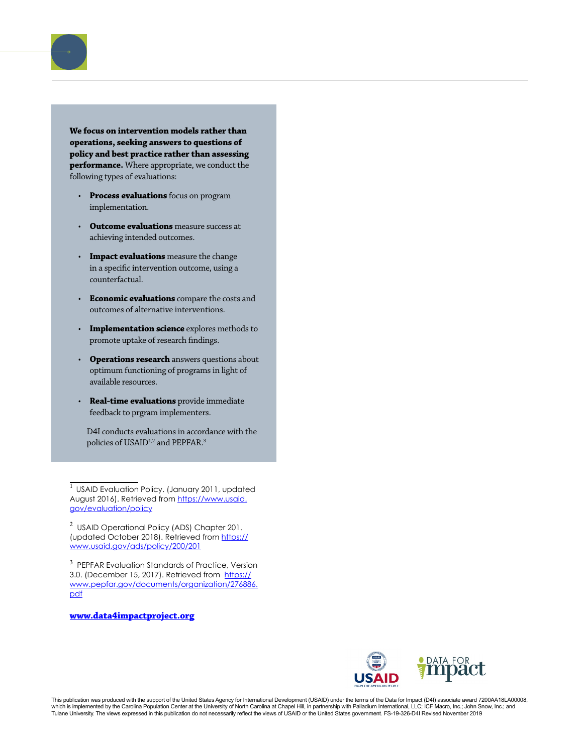**We focus on intervention models rather than operations, seeking answers to questions of policy and best practice rather than assessing performance.** Where appropriate, we conduct the following types of evaluations:

- **Process evaluations** focus on program implementation.
- **Outcome evaluations** measure success at achieving intended outcomes.
- **Impact evaluations** measure the change in a specific intervention outcome, using a counterfactual.
- **Economic evaluations** compare the costs and outcomes of alternative interventions.
- **Implementation science** explores methods to promote uptake of research findings.
- **Operations research** answers questions about optimum functioning of programs in light of available resources.
- **Real-time evaluations** provide immediate feedback to prgram implementers.

D4I conducts evaluations in accordance with the policies of USAID[1,2] and PEPFAR.[3]

[1] USAID Evaluation Policy. (January 2011, updated August 2016). Retrieved from https://www.usaid.gov/evaluation/policy

[2] USAID Operational Policy (ADS) Chapter 201. (updated October 2018). Retrieved from https://www.usaid.gov/ads/policy/200/201

[3] PEPFAR Evaluation Standards of Practice, Version 3.0. (December 15, 2017). Retrieved from https://www.pepfar.gov/documents/organization/276886.pdf

**www.data4impactproject.org**

This publication was produced with the support of the United States Agency for International Development (USAID) under the terms of the Data for Impact (D4I) associate award 7200AA18LA00008, which is implemented by the Carolina Population Center at the University of North Carolina at Chapel Hill, in partnership with Palladium International, LLC; ICF Macro, Inc.; John Snow, Inc.; and Tulane University. The views expressed in this publication do not necessarily reflect the views of USAID or the United States government. FS-19-326-D4I Revised November 2019